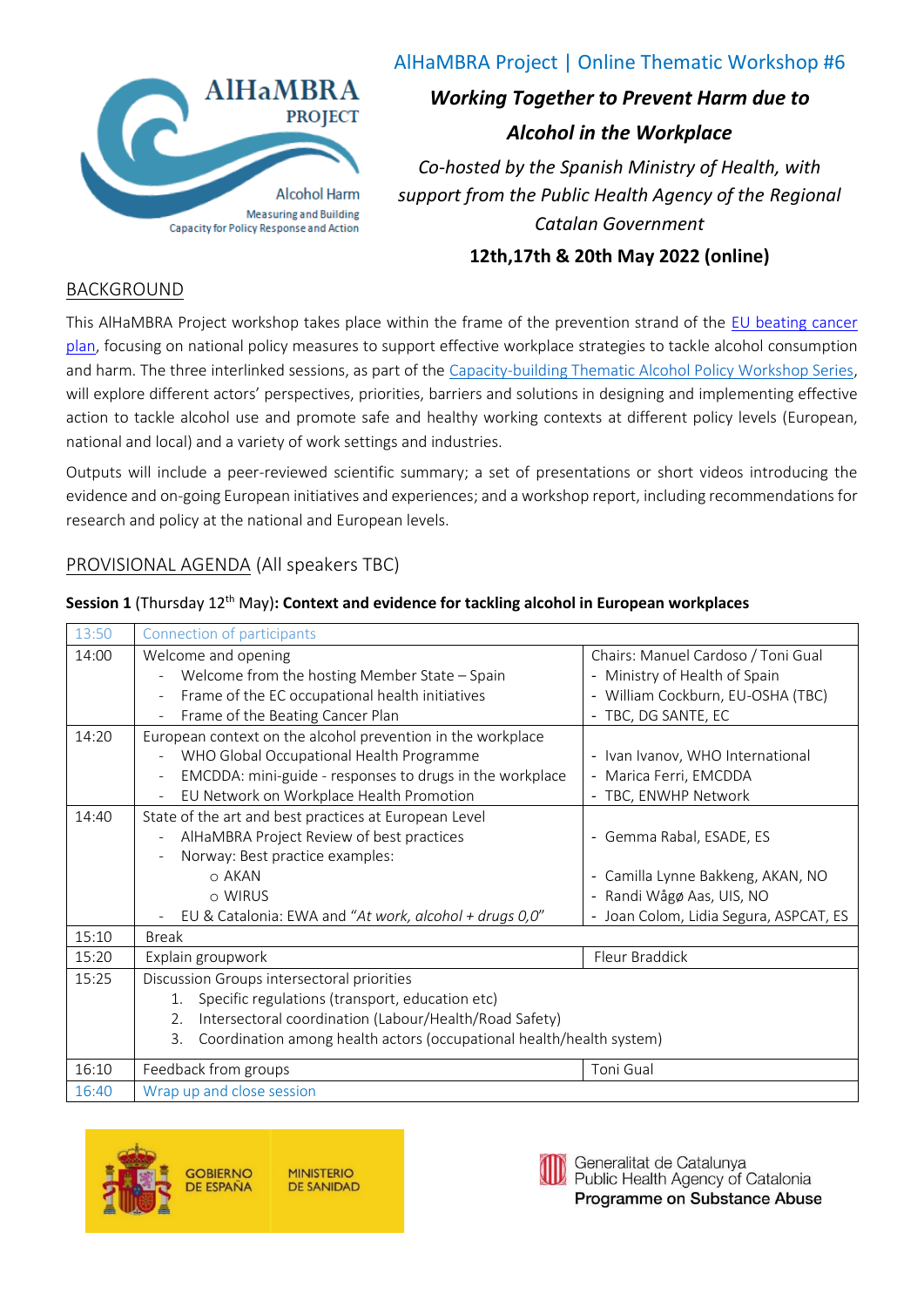AlHaMBRA Project | Online Thematic Workshop #6

# *Working Together to Prevent Harm due to Alcohol in the Workplace*

*Co-hosted by the Spanish Ministry of Health, with support from the Public Health Agency of the Regional Catalan Government*

**12th,17th & 20th May 2022 (online)**

## BACKGROUND

This AlHaMBRA Project workshop takes place within the frame of the prevention strand of the EU beating cancer plan, focusing on national policy measures to support effective workplace strategies to tackle alcohol consumption and harm. The three interlinked sessions, as part of the Capacity-building Thematic Alcohol Policy Workshop Series, will explore different actors' perspectives, priorities, barriers and solutions in designing and implementing effective action to tackle alcohol use and promote safe and healthy working contexts at different policy levels (European, national and local) and a variety of work settings and industries.

Outputs will include a peer-reviewed scientific summary; a set of presentations or short videos introducing the evidence and on-going European initiatives and experiences; and a workshop report, including recommendations for research and policy at the national and European levels.

## PROVISIONAL AGENDA (All speakers TBC)

**Session 1** (Thursday 12th May)**: Context and evidence for tackling alcohol in European workplaces**

| Time | Item | Speakers |
| --- | --- | --- |
| 13:50 | Connection of participants | |
| 14:00 | Welcome and opening<br>- Welcome from the hosting Member State – Spain<br>- Frame of the EC occupational health initiatives<br>- Frame of the Beating Cancer Plan | Chairs: Manuel Cardoso / Toni Gual<br>- Ministry of Health of Spain<br>- William Cockburn, EU-OSHA (TBC)<br>- TBC, DG SANTE, EC |
| 14:20 | European context on the alcohol prevention in the workplace<br>- WHO Global Occupational Health Programme<br>- EMCDDA: mini-guide - responses to drugs in the workplace<br>- EU Network on Workplace Health Promotion | - Ivan Ivanov, WHO International<br>- Marica Ferri, EMCDDA<br>- TBC, ENWHP Network |
| 14:40 | State of the art and best practices at European Level<br>- AlHaMBRA Project Review of best practices<br>- Norway: Best practice examples:<br>  ○ AKAN<br>  ○ WIRUS<br>- EU & Catalonia: EWA and *"At work, alcohol + drugs 0,0"* | - Gemma Rabal, ESADE, ES<br><br>- Camilla Lynne Bakkeng, AKAN, NO<br>- Randi Wågø Aas, UIS, NO<br>- Joan Colom, Lidia Segura, ASPCAT, ES |
| 15:10 | Break | |
| 15:20 | Explain groupwork | Fleur Braddick |
| 15:25 | Discussion Groups intersectoral priorities<br>1. Specific regulations (transport, education etc)<br>2. Intersectoral coordination (Labour/Health/Road Safety)<br>3. Coordination among health actors (occupational health/health system) | |
| 16:10 | Feedback from groups | Toni Gual |
| 16:40 | Wrap up and close session | |

GOBIERNO DE ESPAÑA · MINISTERIO DE SANIDAD

Generalitat de Catalunya
Public Health Agency of Catalonia
**Programme on Substance Abuse**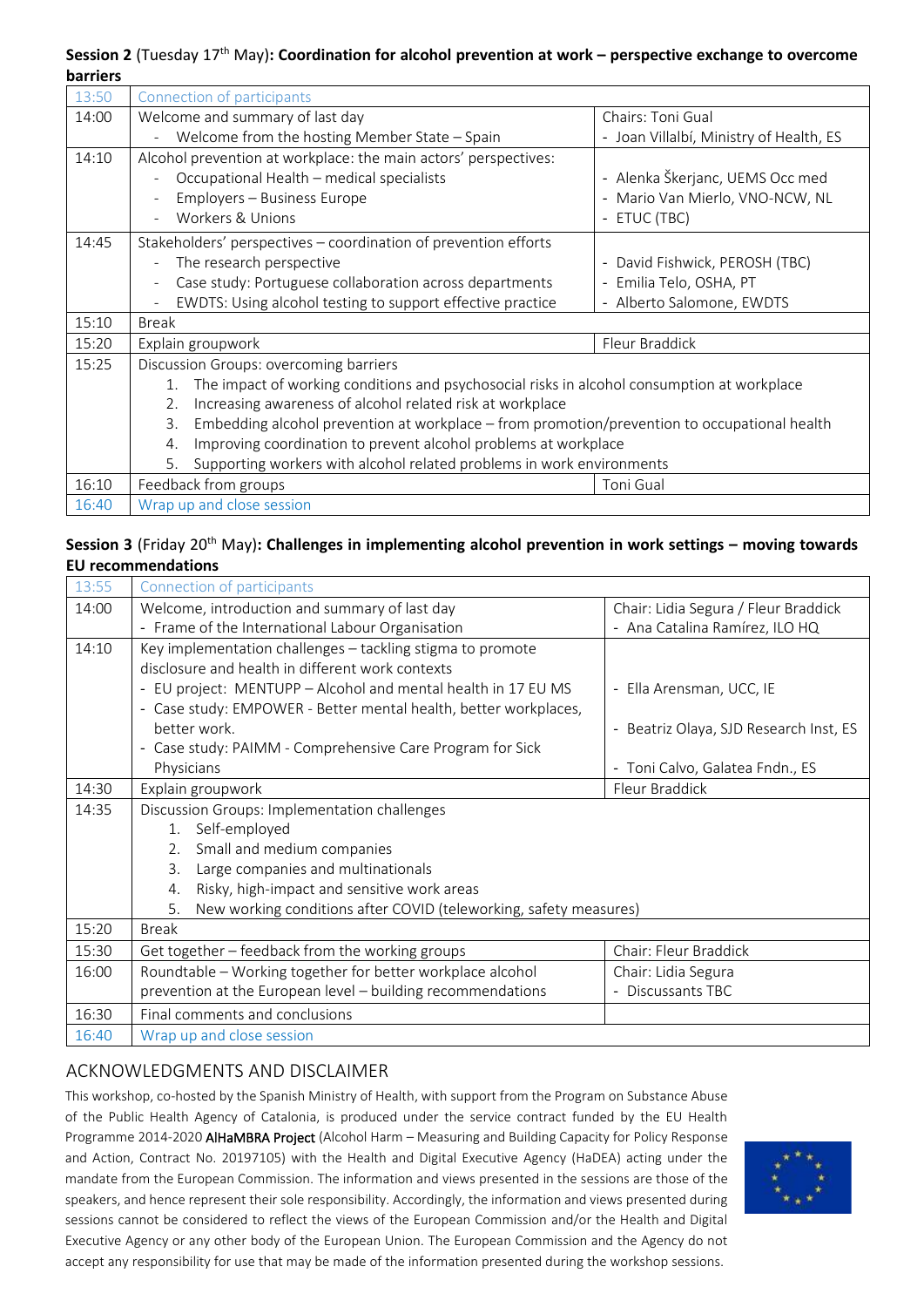**Session 2** (Tuesday 17th May)**: Coordination for alcohol prevention at work – perspective exchange to overcome barriers**

| | | |
|---|---|---|
| 13:50 | Connection of participants | |
| 14:00 | Welcome and summary of last day<br>- Welcome from the hosting Member State – Spain | Chairs: Toni Gual<br>- Joan Villalbí, Ministry of Health, ES |
| 14:10 | Alcohol prevention at workplace: the main actors' perspectives:<br>- Occupational Health – medical specialists<br>- Employers – Business Europe<br>- Workers & Unions | - Alenka Škerjanc, UEMS Occ med<br>- Mario Van Mierlo, VNO-NCW, NL<br>- ETUC (TBC) |
| 14:45 | Stakeholders' perspectives – coordination of prevention efforts<br>- The research perspective<br>- Case study: Portuguese collaboration across departments<br>- EWDTS: Using alcohol testing to support effective practice | - David Fishwick, PEROSH (TBC)<br>- Emilia Telo, OSHA, PT<br>- Alberto Salomone, EWDTS |
| 15:10 | Break | |
| 15:20 | Explain groupwork | Fleur Braddick |
| 15:25 | Discussion Groups: overcoming barriers<br>1. The impact of working conditions and psychosocial risks in alcohol consumption at workplace<br>2. Increasing awareness of alcohol related risk at workplace<br>3. Embedding alcohol prevention at workplace – from promotion/prevention to occupational health<br>4. Improving coordination to prevent alcohol problems at workplace<br>5. Supporting workers with alcohol related problems in work environments | |
| 16:10 | Feedback from groups | Toni Gual |
| 16:40 | Wrap up and close session | |

**Session 3** (Friday 20th May)**: Challenges in implementing alcohol prevention in work settings – moving towards EU recommendations**

| | | |
|---|---|---|
| 13:55 | Connection of participants | |
| 14:00 | Welcome, introduction and summary of last day<br>- Frame of the International Labour Organisation | Chair: Lidia Segura / Fleur Braddick<br>- Ana Catalina Ramírez, ILO HQ |
| 14:10 | Key implementation challenges – tackling stigma to promote disclosure and health in different work contexts<br>- EU project: MENTUPP – Alcohol and mental health in 17 EU MS<br>- Case study: EMPOWER - Better mental health, better workplaces, better work.<br>- Case study: PAIMM - Comprehensive Care Program for Sick Physicians | - Ella Arensman, UCC, IE<br>- Beatriz Olaya, SJD Research Inst, ES<br>- Toni Calvo, Galatea Fndn., ES |
| 14:30 | Explain groupwork | Fleur Braddick |
| 14:35 | Discussion Groups: Implementation challenges<br>1. Self-employed<br>2. Small and medium companies<br>3. Large companies and multinationals<br>4. Risky, high-impact and sensitive work areas<br>5. New working conditions after COVID (teleworking, safety measures) | |
| 15:20 | Break | |
| 15:30 | Get together – feedback from the working groups | Chair: Fleur Braddick |
| 16:00 | Roundtable – Working together for better workplace alcohol prevention at the European level – building recommendations | Chair: Lidia Segura<br>- Discussants TBC |
| 16:30 | Final comments and conclusions | |
| 16:40 | Wrap up and close session | |

## ACKNOWLEDGMENTS AND DISCLAIMER

This workshop, co-hosted by the Spanish Ministry of Health, with support from the Program on Substance Abuse of the Public Health Agency of Catalonia, is produced under the service contract funded by the EU Health Programme 2014-2020 AlHaMBRA Project (Alcohol Harm – Measuring and Building Capacity for Policy Response and Action, Contract No. 20197105) with the Health and Digital Executive Agency (HaDEA) acting under the mandate from the European Commission. The information and views presented in the sessions are those of the speakers, and hence represent their sole responsibility. Accordingly, the information and views presented during sessions cannot be considered to reflect the views of the European Commission and/or the Health and Digital Executive Agency or any other body of the European Union. The European Commission and the Agency do not accept any responsibility for use that may be made of the information presented during the workshop sessions.